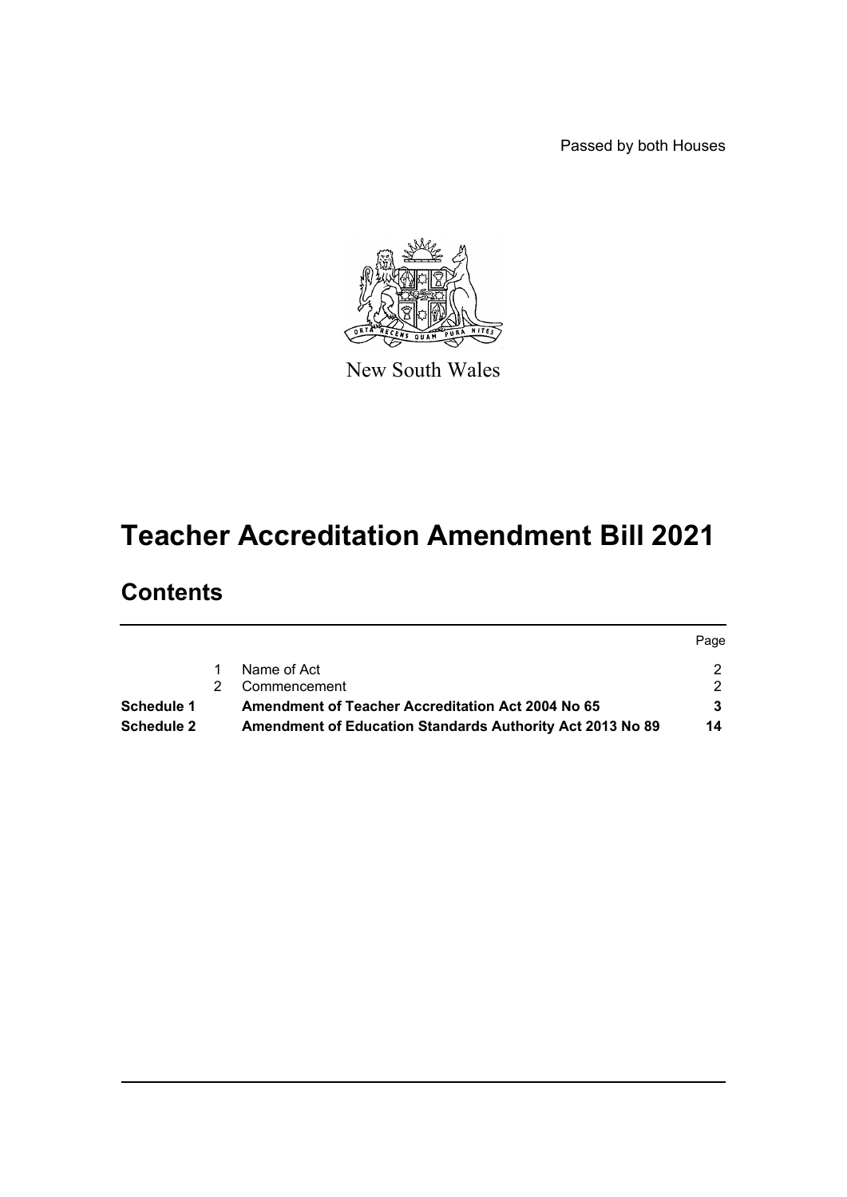Passed by both Houses

New South Wales

# Teacher Accreditation Amendment Bill 2021

## Contents

| | | | Page |
|---|---|---|---|
| | 1 | Name of Act | 2 |
| | 2 | Commencement | 2 |
| **Schedule 1** | | **Amendment of Teacher Accreditation Act 2004 No 65** | **3** |
| **Schedule 2** | | **Amendment of Education Standards Authority Act 2013 No 89** | **14** |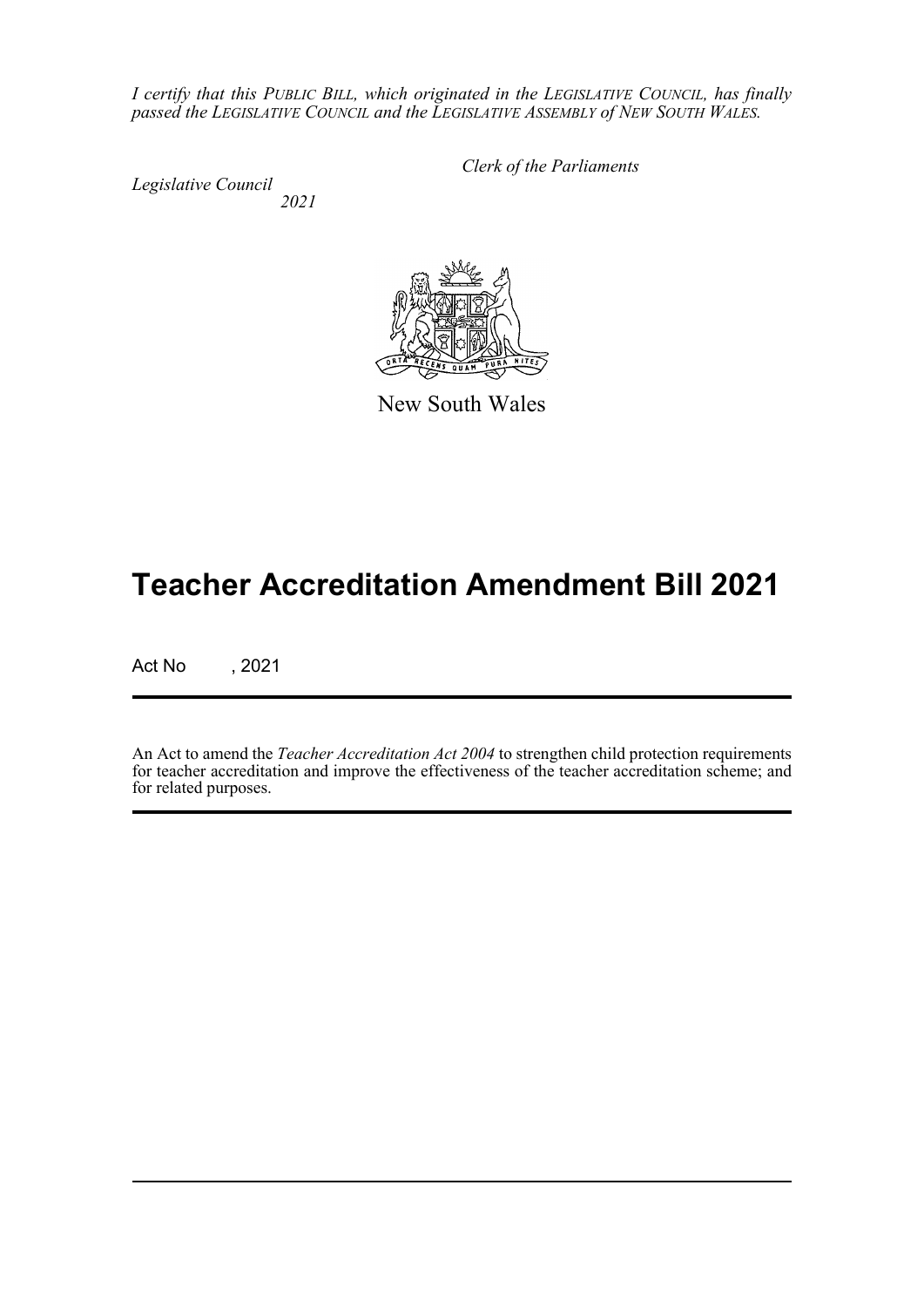*I certify that this PUBLIC BILL, which originated in the LEGISLATIVE COUNCIL, has finally passed the LEGISLATIVE COUNCIL and the LEGISLATIVE ASSEMBLY of NEW SOUTH WALES.*

*Clerk of the Parliaments*

*Legislative Council*
*2021*

New South Wales

# Teacher Accreditation Amendment Bill 2021

Act No , 2021

An Act to amend the *Teacher Accreditation Act 2004* to strengthen child protection requirements for teacher accreditation and improve the effectiveness of the teacher accreditation scheme; and for related purposes.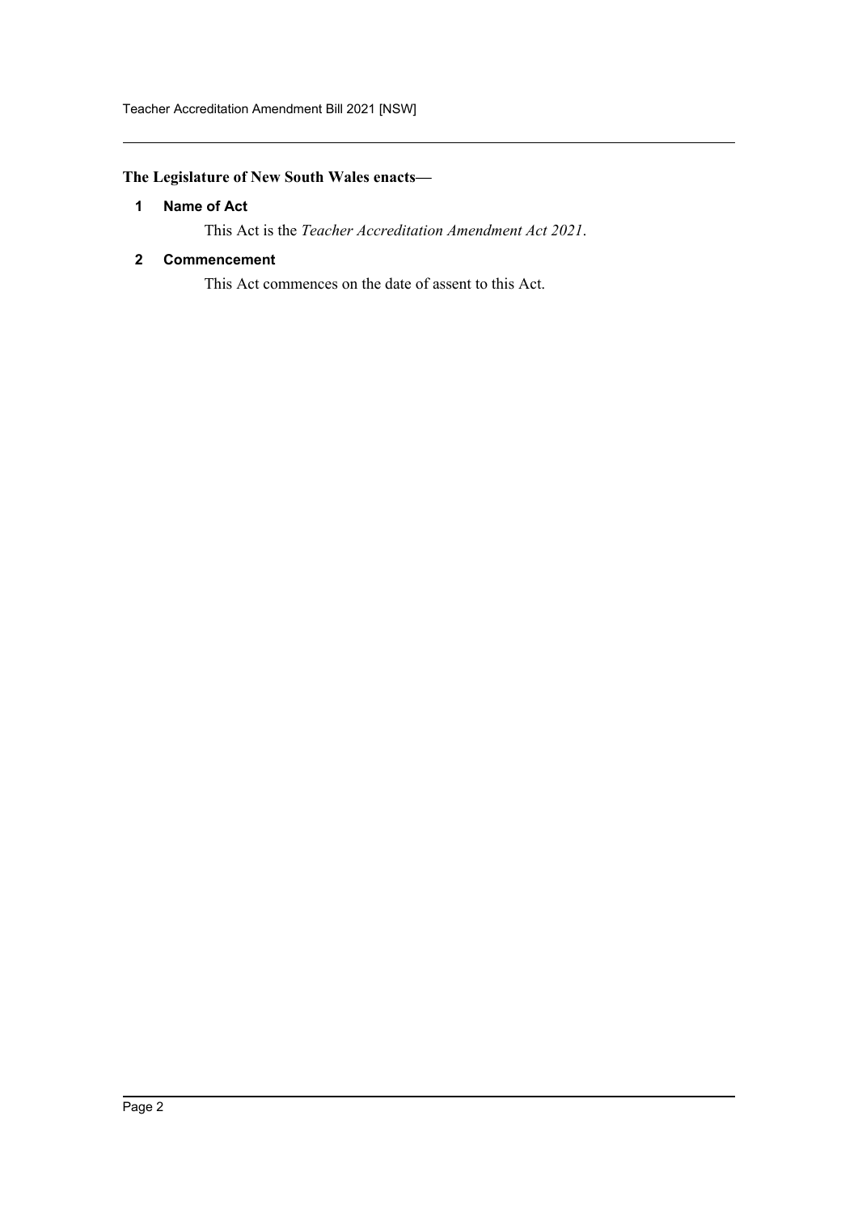**The Legislature of New South Wales enacts—**

## 1 Name of Act

This Act is the *Teacher Accreditation Amendment Act 2021*.

## 2 Commencement

This Act commences on the date of assent to this Act.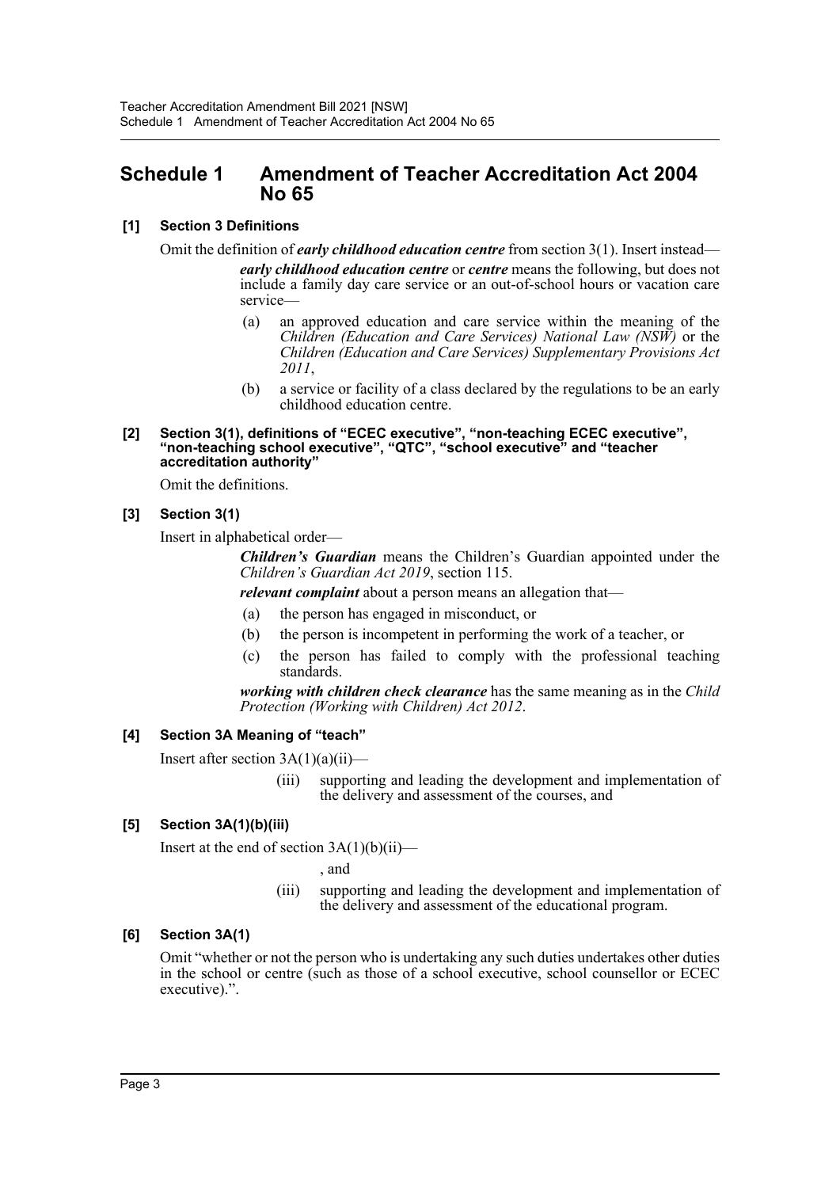# Schedule 1 Amendment of Teacher Accreditation Act 2004 No 65

### [1] Section 3 Definitions

Omit the definition of ***early childhood education centre*** from section 3(1). Insert instead—

> ***early childhood education centre*** or ***centre*** means the following, but does not include a family day care service or an out-of-school hours or vacation care service—
>
> (a) an approved education and care service within the meaning of the *Children (Education and Care Services) National Law (NSW)* or the *Children (Education and Care Services) Supplementary Provisions Act 2011*,
>
> (b) a service or facility of a class declared by the regulations to be an early childhood education centre.

### [2] Section 3(1), definitions of "ECEC executive", "non-teaching ECEC executive", "non-teaching school executive", "QTC", "school executive" and "teacher accreditation authority"

Omit the definitions.

### [3] Section 3(1)

Insert in alphabetical order—

> ***Children's Guardian*** means the Children's Guardian appointed under the *Children's Guardian Act 2019*, section 115.
>
> ***relevant complaint*** about a person means an allegation that—
>
> (a) the person has engaged in misconduct, or
>
> (b) the person is incompetent in performing the work of a teacher, or
>
> (c) the person has failed to comply with the professional teaching standards.
>
> ***working with children check clearance*** has the same meaning as in the *Child Protection (Working with Children) Act 2012*.

### [4] Section 3A Meaning of "teach"

Insert after section 3A(1)(a)(ii)—

> (iii) supporting and leading the development and implementation of the delivery and assessment of the courses, and

### [5] Section 3A(1)(b)(iii)

Insert at the end of section 3A(1)(b)(ii)—

> , and
>
> (iii) supporting and leading the development and implementation of the delivery and assessment of the educational program.

### [6] Section 3A(1)

Omit "whether or not the person who is undertaking any such duties undertakes other duties in the school or centre (such as those of a school executive, school counsellor or ECEC executive).".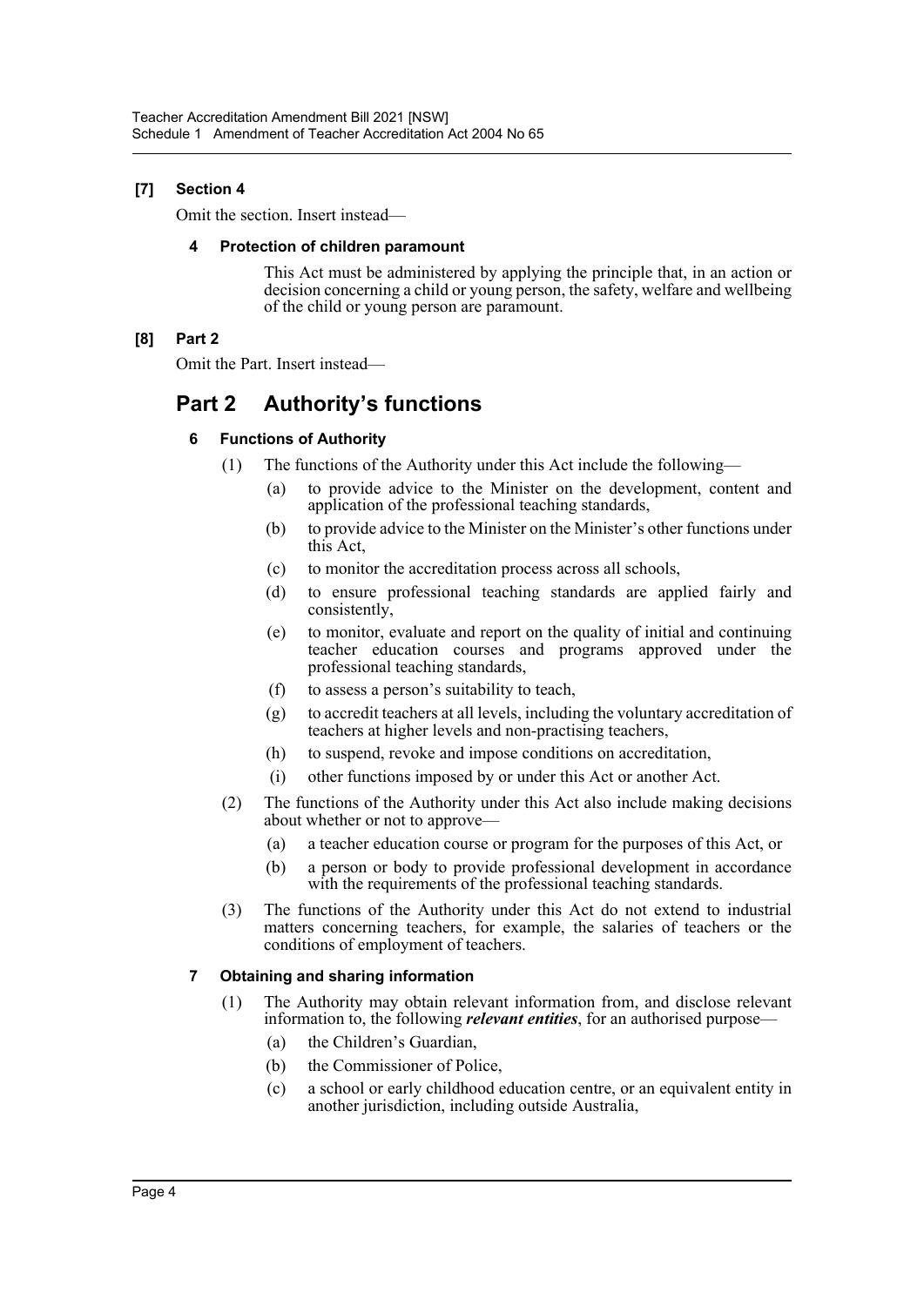**[7] Section 4**

Omit the section. Insert instead—

**4 Protection of children paramount**

This Act must be administered by applying the principle that, in an action or decision concerning a child or young person, the safety, welfare and wellbeing of the child or young person are paramount.

**[8] Part 2**

Omit the Part. Insert instead—

# Part 2 Authority's functions

**6 Functions of Authority**

(1) The functions of the Authority under this Act include the following—

(a) to provide advice to the Minister on the development, content and application of the professional teaching standards,

(b) to provide advice to the Minister on the Minister's other functions under this Act,

(c) to monitor the accreditation process across all schools,

(d) to ensure professional teaching standards are applied fairly and consistently,

(e) to monitor, evaluate and report on the quality of initial and continuing teacher education courses and programs approved under the professional teaching standards,

(f) to assess a person's suitability to teach,

(g) to accredit teachers at all levels, including the voluntary accreditation of teachers at higher levels and non-practising teachers,

(h) to suspend, revoke and impose conditions on accreditation,

(i) other functions imposed by or under this Act or another Act.

(2) The functions of the Authority under this Act also include making decisions about whether or not to approve—

(a) a teacher education course or program for the purposes of this Act, or

(b) a person or body to provide professional development in accordance with the requirements of the professional teaching standards.

(3) The functions of the Authority under this Act do not extend to industrial matters concerning teachers, for example, the salaries of teachers or the conditions of employment of teachers.

**7 Obtaining and sharing information**

(1) The Authority may obtain relevant information from, and disclose relevant information to, the following ***relevant entities***, for an authorised purpose—

(a) the Children's Guardian,

(b) the Commissioner of Police,

(c) a school or early childhood education centre, or an equivalent entity in another jurisdiction, including outside Australia,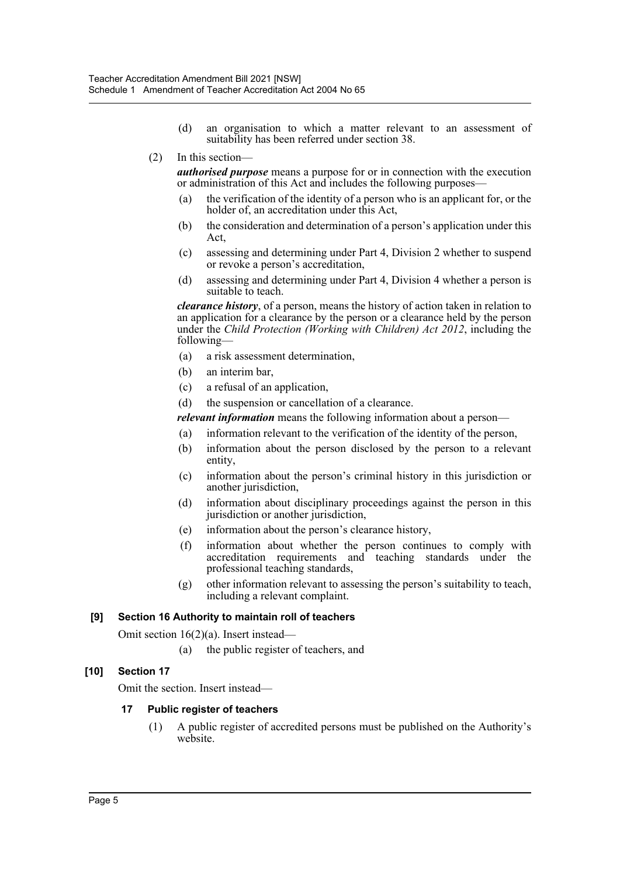(d) an organisation to which a matter relevant to an assessment of suitability has been referred under section 38.

(2) In this section—

***authorised purpose*** means a purpose for or in connection with the execution or administration of this Act and includes the following purposes—

(a) the verification of the identity of a person who is an applicant for, or the holder of, an accreditation under this Act,

(b) the consideration and determination of a person's application under this Act,

(c) assessing and determining under Part 4, Division 2 whether to suspend or revoke a person's accreditation,

(d) assessing and determining under Part 4, Division 4 whether a person is suitable to teach.

***clearance history***, of a person, means the history of action taken in relation to an application for a clearance by the person or a clearance held by the person under the *Child Protection (Working with Children) Act 2012*, including the following—

(a) a risk assessment determination,

(b) an interim bar,

(c) a refusal of an application,

(d) the suspension or cancellation of a clearance.

***relevant information*** means the following information about a person—

(a) information relevant to the verification of the identity of the person,

(b) information about the person disclosed by the person to a relevant entity,

(c) information about the person's criminal history in this jurisdiction or another jurisdiction,

(d) information about disciplinary proceedings against the person in this jurisdiction or another jurisdiction,

(e) information about the person's clearance history,

(f) information about whether the person continues to comply with accreditation requirements and teaching standards under the professional teaching standards,

(g) other information relevant to assessing the person's suitability to teach, including a relevant complaint.

#### [9] Section 16 Authority to maintain roll of teachers

Omit section 16(2)(a). Insert instead—

(a) the public register of teachers, and

#### [10] Section 17

Omit the section. Insert instead—

##### 17 Public register of teachers

(1) A public register of accredited persons must be published on the Authority's website.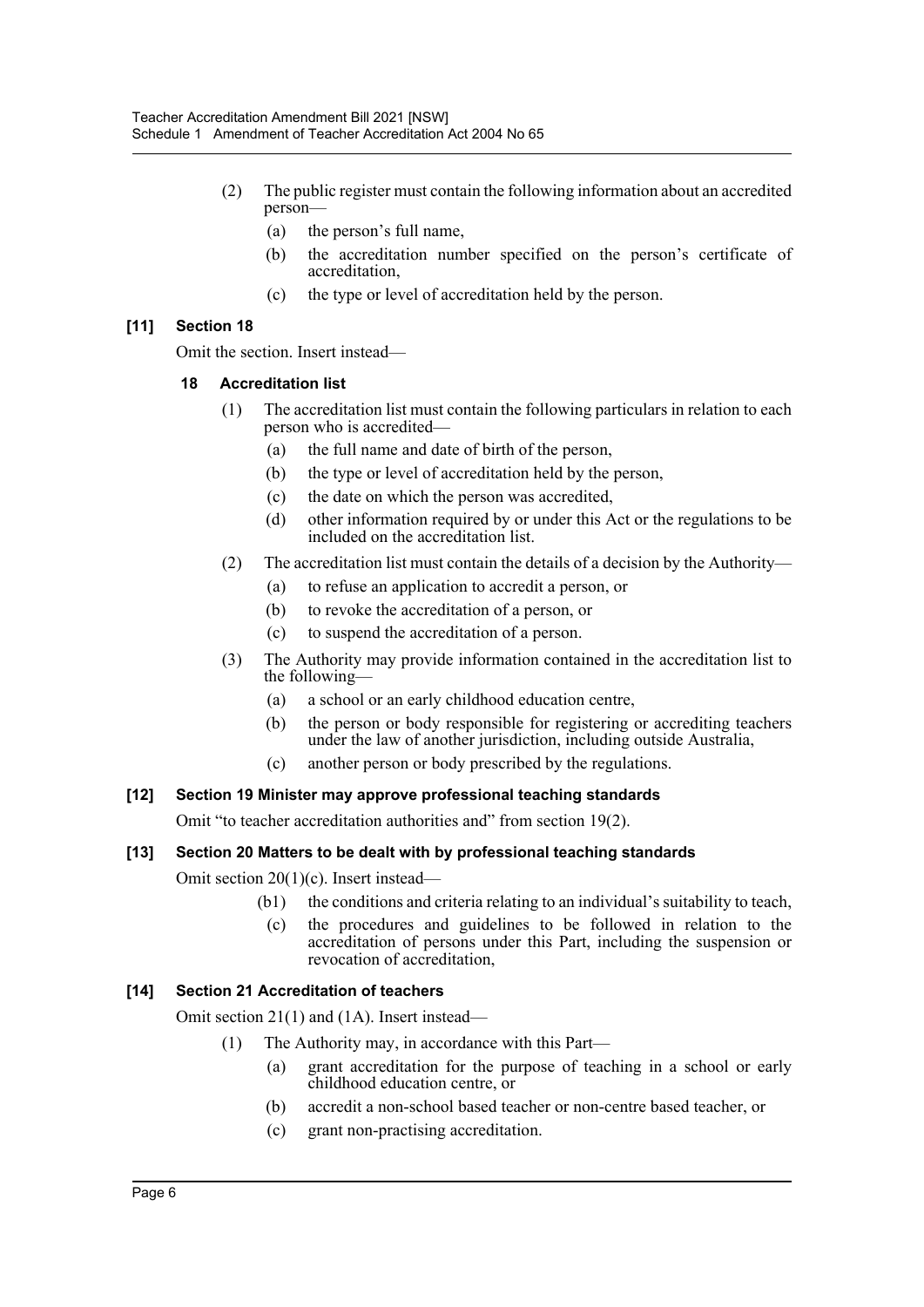(2) The public register must contain the following information about an accredited person—

(a) the person's full name,

(b) the accreditation number specified on the person's certificate of accreditation,

(c) the type or level of accreditation held by the person.

### [11] Section 18

Omit the section. Insert instead—

#### 18 Accreditation list

(1) The accreditation list must contain the following particulars in relation to each person who is accredited—

(a) the full name and date of birth of the person,

(b) the type or level of accreditation held by the person,

(c) the date on which the person was accredited,

(d) other information required by or under this Act or the regulations to be included on the accreditation list.

(2) The accreditation list must contain the details of a decision by the Authority—

(a) to refuse an application to accredit a person, or

(b) to revoke the accreditation of a person, or

(c) to suspend the accreditation of a person.

(3) The Authority may provide information contained in the accreditation list to the following—

(a) a school or an early childhood education centre,

(b) the person or body responsible for registering or accrediting teachers under the law of another jurisdiction, including outside Australia,

(c) another person or body prescribed by the regulations.

### [12] Section 19 Minister may approve professional teaching standards

Omit "to teacher accreditation authorities and" from section 19(2).

### [13] Section 20 Matters to be dealt with by professional teaching standards

Omit section 20(1)(c). Insert instead—

(b1) the conditions and criteria relating to an individual's suitability to teach,

(c) the procedures and guidelines to be followed in relation to the accreditation of persons under this Part, including the suspension or revocation of accreditation,

### [14] Section 21 Accreditation of teachers

Omit section 21(1) and (1A). Insert instead—

(1) The Authority may, in accordance with this Part—

(a) grant accreditation for the purpose of teaching in a school or early childhood education centre, or

(b) accredit a non-school based teacher or non-centre based teacher, or

(c) grant non-practising accreditation.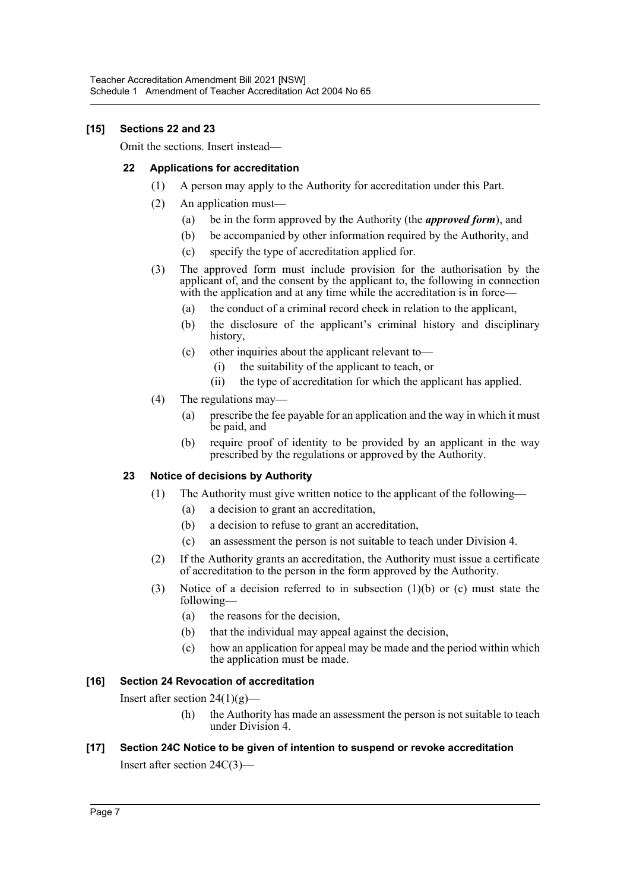### [15] Sections 22 and 23

Omit the sections. Insert instead—

#### 22 Applications for accreditation

(1) A person may apply to the Authority for accreditation under this Part.

(2) An application must—

(a) be in the form approved by the Authority (the ***approved form***), and

(b) be accompanied by other information required by the Authority, and

(c) specify the type of accreditation applied for.

(3) The approved form must include provision for the authorisation by the applicant of, and the consent by the applicant to, the following in connection with the application and at any time while the accreditation is in force—

(a) the conduct of a criminal record check in relation to the applicant,

(b) the disclosure of the applicant's criminal history and disciplinary history,

(c) other inquiries about the applicant relevant to—

(i) the suitability of the applicant to teach, or

(ii) the type of accreditation for which the applicant has applied.

(4) The regulations may—

(a) prescribe the fee payable for an application and the way in which it must be paid, and

(b) require proof of identity to be provided by an applicant in the way prescribed by the regulations or approved by the Authority.

#### 23 Notice of decisions by Authority

(1) The Authority must give written notice to the applicant of the following—

(a) a decision to grant an accreditation,

(b) a decision to refuse to grant an accreditation,

(c) an assessment the person is not suitable to teach under Division 4.

(2) If the Authority grants an accreditation, the Authority must issue a certificate of accreditation to the person in the form approved by the Authority.

(3) Notice of a decision referred to in subsection (1)(b) or (c) must state the following—

(a) the reasons for the decision,

(b) that the individual may appeal against the decision,

(c) how an application for appeal may be made and the period within which the application must be made.

### [16] Section 24 Revocation of accreditation

Insert after section 24(1)(g)—

(h) the Authority has made an assessment the person is not suitable to teach under Division 4.

### [17] Section 24C Notice to be given of intention to suspend or revoke accreditation

Insert after section 24C(3)—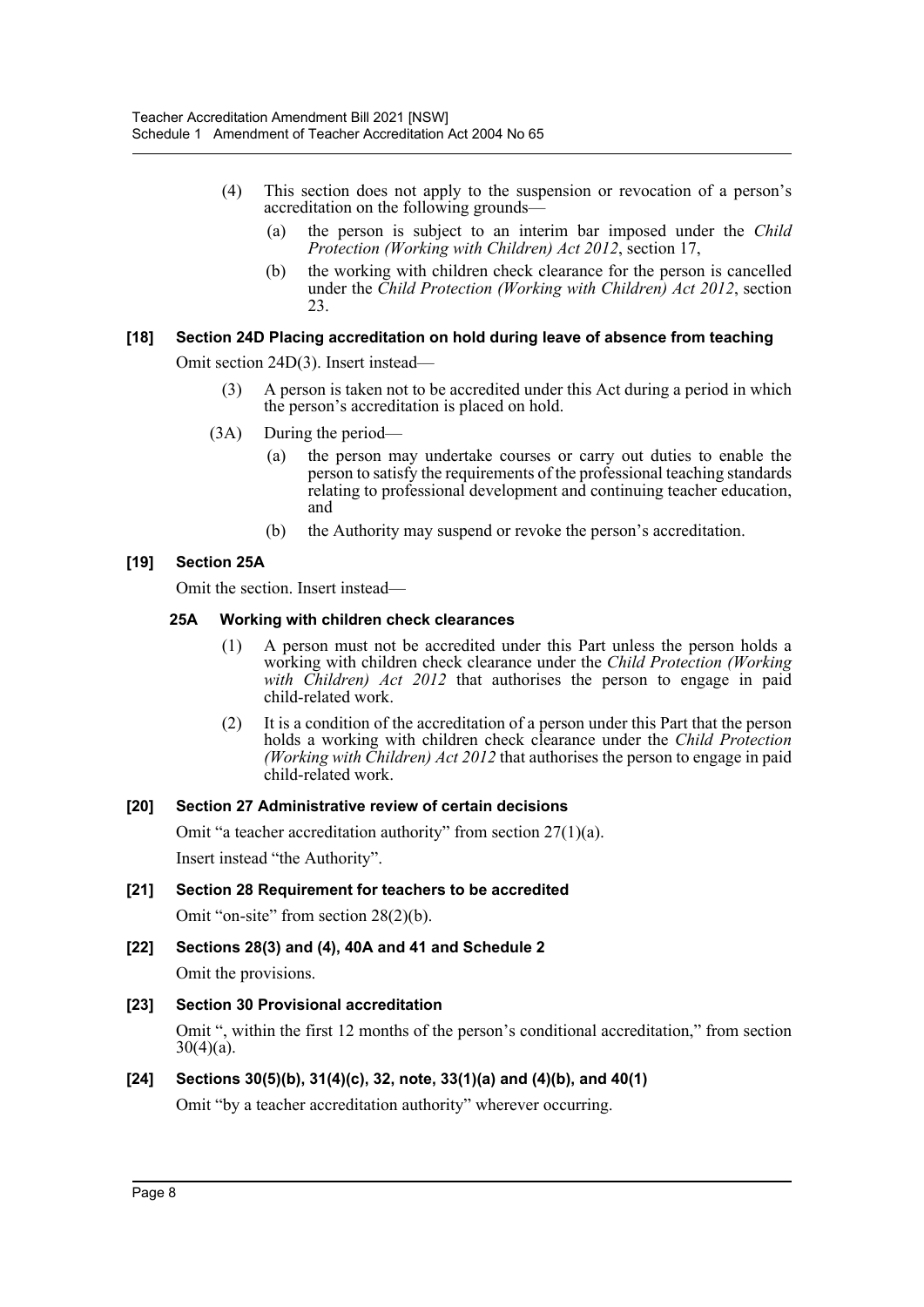(4) This section does not apply to the suspension or revocation of a person's accreditation on the following grounds—

(a) the person is subject to an interim bar imposed under the *Child Protection (Working with Children) Act 2012*, section 17,

(b) the working with children check clearance for the person is cancelled under the *Child Protection (Working with Children) Act 2012*, section 23.

### [18] Section 24D Placing accreditation on hold during leave of absence from teaching

Omit section 24D(3). Insert instead—

(3) A person is taken not to be accredited under this Act during a period in which the person's accreditation is placed on hold.

(3A) During the period—

(a) the person may undertake courses or carry out duties to enable the person to satisfy the requirements of the professional teaching standards relating to professional development and continuing teacher education, and

(b) the Authority may suspend or revoke the person's accreditation.

### [19] Section 25A

Omit the section. Insert instead—

#### 25A Working with children check clearances

(1) A person must not be accredited under this Part unless the person holds a working with children check clearance under the *Child Protection (Working with Children) Act 2012* that authorises the person to engage in paid child-related work.

(2) It is a condition of the accreditation of a person under this Part that the person holds a working with children check clearance under the *Child Protection (Working with Children) Act 2012* that authorises the person to engage in paid child-related work.

### [20] Section 27 Administrative review of certain decisions

Omit "a teacher accreditation authority" from section 27(1)(a).

Insert instead "the Authority".

### [21] Section 28 Requirement for teachers to be accredited

Omit "on-site" from section 28(2)(b).

### [22] Sections 28(3) and (4), 40A and 41 and Schedule 2

Omit the provisions.

### [23] Section 30 Provisional accreditation

Omit ", within the first 12 months of the person's conditional accreditation," from section 30(4)(a).

### [24] Sections 30(5)(b), 31(4)(c), 32, note, 33(1)(a) and (4)(b), and 40(1)

Omit "by a teacher accreditation authority" wherever occurring.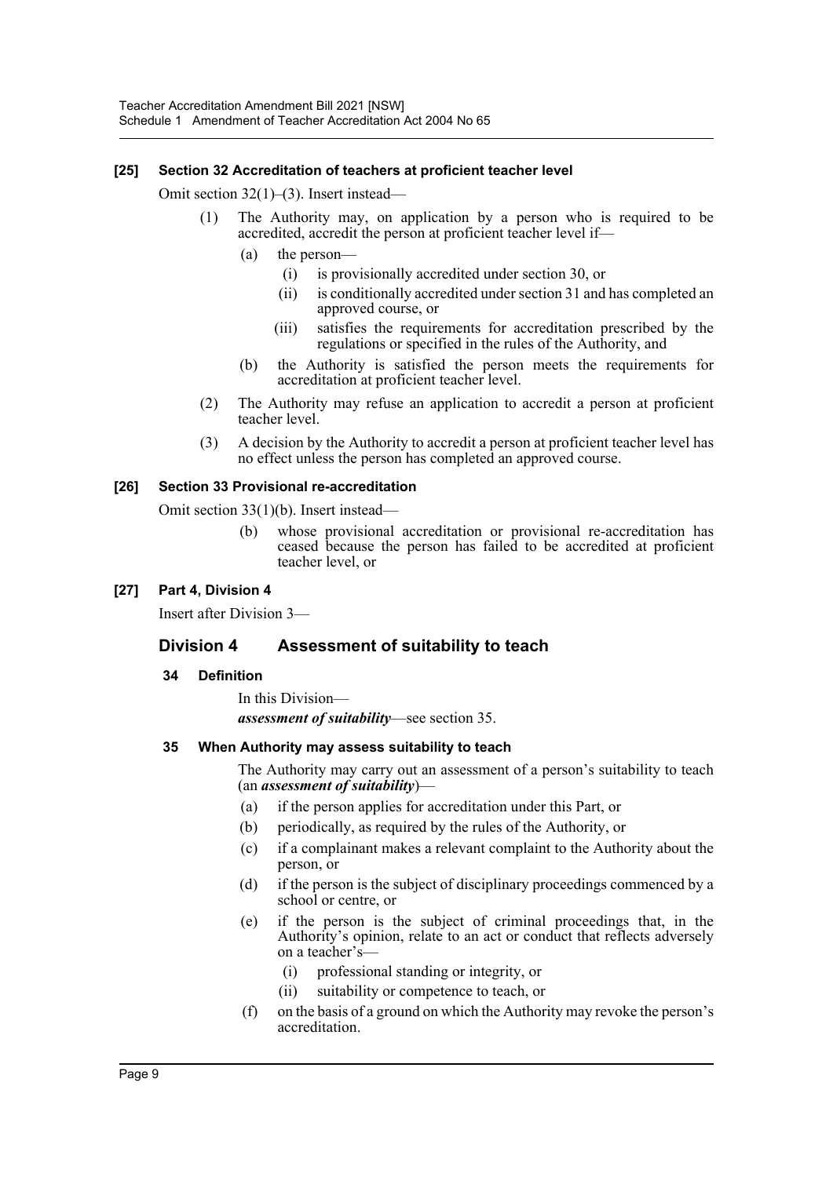**[25] Section 32 Accreditation of teachers at proficient teacher level**

Omit section 32(1)–(3). Insert instead—

(1) The Authority may, on application by a person who is required to be accredited, accredit the person at proficient teacher level if—

(a) the person—

(i) is provisionally accredited under section 30, or

(ii) is conditionally accredited under section 31 and has completed an approved course, or

(iii) satisfies the requirements for accreditation prescribed by the regulations or specified in the rules of the Authority, and

(b) the Authority is satisfied the person meets the requirements for accreditation at proficient teacher level.

(2) The Authority may refuse an application to accredit a person at proficient teacher level.

(3) A decision by the Authority to accredit a person at proficient teacher level has no effect unless the person has completed an approved course.

**[26] Section 33 Provisional re-accreditation**

Omit section 33(1)(b). Insert instead—

(b) whose provisional accreditation or provisional re-accreditation has ceased because the person has failed to be accredited at proficient teacher level, or

**[27] Part 4, Division 4**

Insert after Division 3—

## Division 4 Assessment of suitability to teach

**34 Definition**

In this Division—

***assessment of suitability***—see section 35.

**35 When Authority may assess suitability to teach**

The Authority may carry out an assessment of a person's suitability to teach (an ***assessment of suitability***)—

(a) if the person applies for accreditation under this Part, or

(b) periodically, as required by the rules of the Authority, or

(c) if a complainant makes a relevant complaint to the Authority about the person, or

(d) if the person is the subject of disciplinary proceedings commenced by a school or centre, or

(e) if the person is the subject of criminal proceedings that, in the Authority's opinion, relate to an act or conduct that reflects adversely on a teacher's—

(i) professional standing or integrity, or

(ii) suitability or competence to teach, or

(f) on the basis of a ground on which the Authority may revoke the person's accreditation.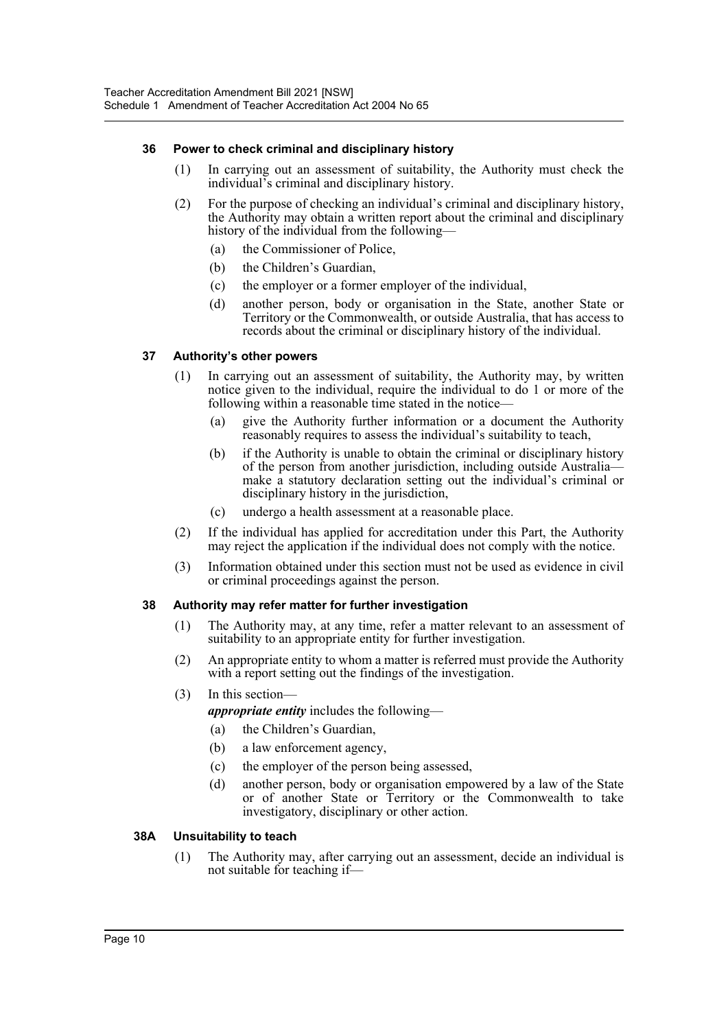### 36 Power to check criminal and disciplinary history

(1) In carrying out an assessment of suitability, the Authority must check the individual's criminal and disciplinary history.

(2) For the purpose of checking an individual's criminal and disciplinary history, the Authority may obtain a written report about the criminal and disciplinary history of the individual from the following—

- (a) the Commissioner of Police,
- (b) the Children's Guardian,
- (c) the employer or a former employer of the individual,
- (d) another person, body or organisation in the State, another State or Territory or the Commonwealth, or outside Australia, that has access to records about the criminal or disciplinary history of the individual.

### 37 Authority's other powers

(1) In carrying out an assessment of suitability, the Authority may, by written notice given to the individual, require the individual to do 1 or more of the following within a reasonable time stated in the notice—

- (a) give the Authority further information or a document the Authority reasonably requires to assess the individual's suitability to teach,
- (b) if the Authority is unable to obtain the criminal or disciplinary history of the person from another jurisdiction, including outside Australia—make a statutory declaration setting out the individual's criminal or disciplinary history in the jurisdiction,
- (c) undergo a health assessment at a reasonable place.

(2) If the individual has applied for accreditation under this Part, the Authority may reject the application if the individual does not comply with the notice.

(3) Information obtained under this section must not be used as evidence in civil or criminal proceedings against the person.

### 38 Authority may refer matter for further investigation

(1) The Authority may, at any time, refer a matter relevant to an assessment of suitability to an appropriate entity for further investigation.

(2) An appropriate entity to whom a matter is referred must provide the Authority with a report setting out the findings of the investigation.

(3) In this section—

***appropriate entity*** includes the following—

- (a) the Children's Guardian,
- (b) a law enforcement agency,
- (c) the employer of the person being assessed,
- (d) another person, body or organisation empowered by a law of the State or of another State or Territory or the Commonwealth to take investigatory, disciplinary or other action.

### 38A Unsuitability to teach

(1) The Authority may, after carrying out an assessment, decide an individual is not suitable for teaching if—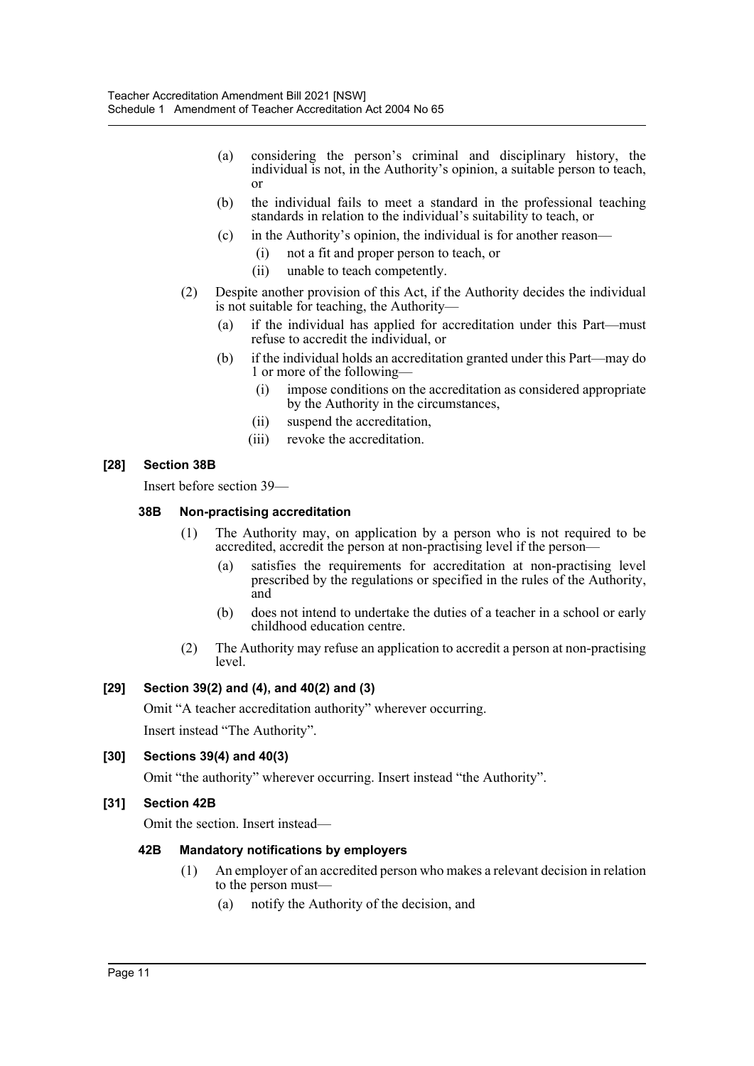(a) considering the person's criminal and disciplinary history, the individual is not, in the Authority's opinion, a suitable person to teach, or

(b) the individual fails to meet a standard in the professional teaching standards in relation to the individual's suitability to teach, or

(c) in the Authority's opinion, the individual is for another reason—

(i) not a fit and proper person to teach, or

(ii) unable to teach competently.

(2) Despite another provision of this Act, if the Authority decides the individual is not suitable for teaching, the Authority—

(a) if the individual has applied for accreditation under this Part—must refuse to accredit the individual, or

(b) if the individual holds an accreditation granted under this Part—may do 1 or more of the following—

(i) impose conditions on the accreditation as considered appropriate by the Authority in the circumstances,

(ii) suspend the accreditation,

(iii) revoke the accreditation.

### [28] Section 38B

Insert before section 39—

#### 38B Non-practising accreditation

(1) The Authority may, on application by a person who is not required to be accredited, accredit the person at non-practising level if the person—

(a) satisfies the requirements for accreditation at non-practising level prescribed by the regulations or specified in the rules of the Authority, and

(b) does not intend to undertake the duties of a teacher in a school or early childhood education centre.

(2) The Authority may refuse an application to accredit a person at non-practising level.

### [29] Section 39(2) and (4), and 40(2) and (3)

Omit "A teacher accreditation authority" wherever occurring.

Insert instead "The Authority".

### [30] Sections 39(4) and 40(3)

Omit "the authority" wherever occurring. Insert instead "the Authority".

### [31] Section 42B

Omit the section. Insert instead—

#### 42B Mandatory notifications by employers

(1) An employer of an accredited person who makes a relevant decision in relation to the person must—

(a) notify the Authority of the decision, and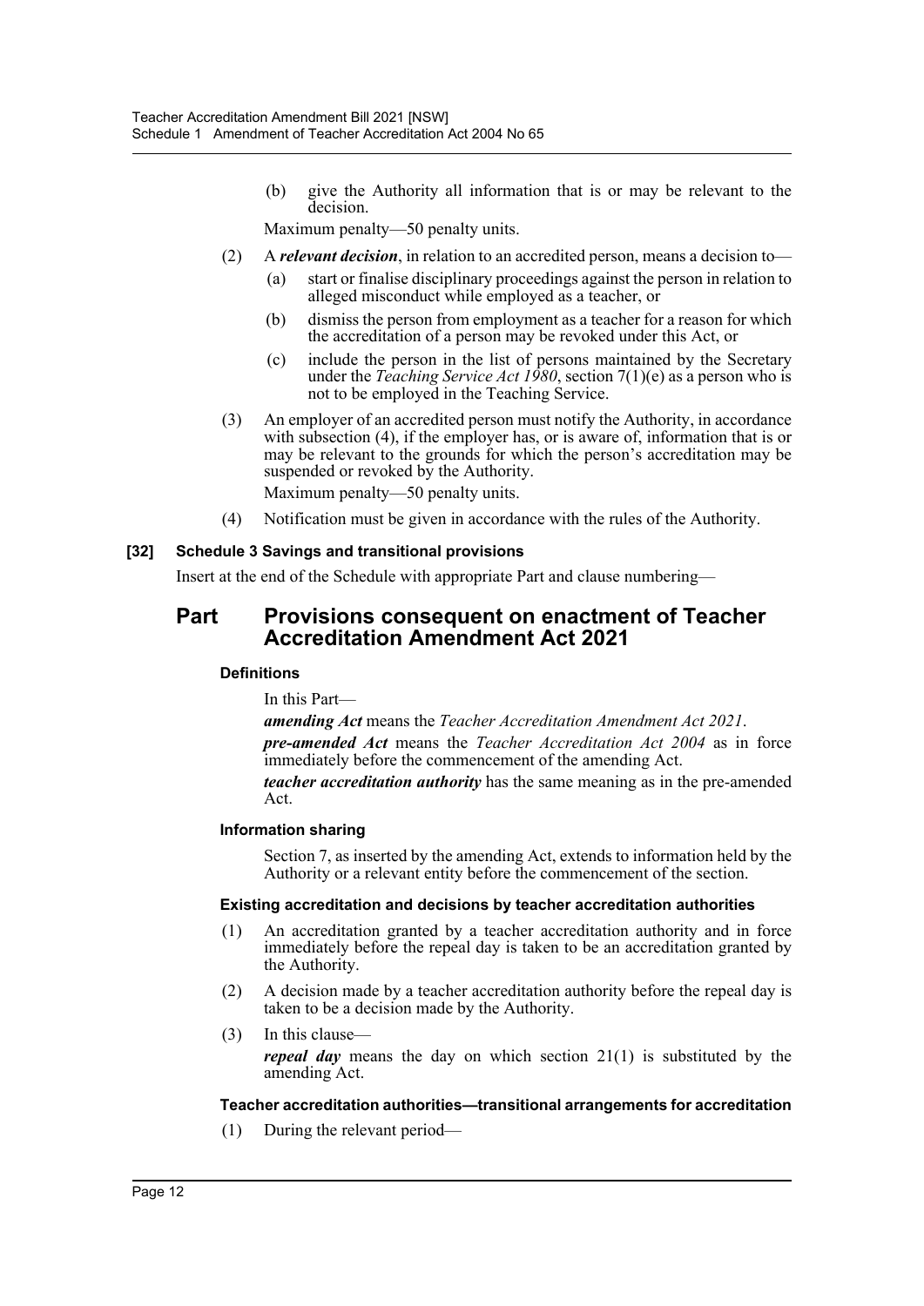(b) give the Authority all information that is or may be relevant to the decision.

Maximum penalty—50 penalty units.

(2) A ***relevant decision***, in relation to an accredited person, means a decision to—

(a) start or finalise disciplinary proceedings against the person in relation to alleged misconduct while employed as a teacher, or

(b) dismiss the person from employment as a teacher for a reason for which the accreditation of a person may be revoked under this Act, or

(c) include the person in the list of persons maintained by the Secretary under the *Teaching Service Act 1980*, section 7(1)(e) as a person who is not to be employed in the Teaching Service.

(3) An employer of an accredited person must notify the Authority, in accordance with subsection (4), if the employer has, or is aware of, information that is or may be relevant to the grounds for which the person's accreditation may be suspended or revoked by the Authority.

Maximum penalty—50 penalty units.

(4) Notification must be given in accordance with the rules of the Authority.

**[32] Schedule 3 Savings and transitional provisions**

Insert at the end of the Schedule with appropriate Part and clause numbering—

## Part Provisions consequent on enactment of Teacher Accreditation Amendment Act 2021

**Definitions**

In this Part—

***amending Act*** means the *Teacher Accreditation Amendment Act 2021*.

***pre-amended Act*** means the *Teacher Accreditation Act 2004* as in force immediately before the commencement of the amending Act.

***teacher accreditation authority*** has the same meaning as in the pre-amended Act.

**Information sharing**

Section 7, as inserted by the amending Act, extends to information held by the Authority or a relevant entity before the commencement of the section.

**Existing accreditation and decisions by teacher accreditation authorities**

(1) An accreditation granted by a teacher accreditation authority and in force immediately before the repeal day is taken to be an accreditation granted by the Authority.

(2) A decision made by a teacher accreditation authority before the repeal day is taken to be a decision made by the Authority.

(3) In this clause—

***repeal day*** means the day on which section 21(1) is substituted by the amending Act.

**Teacher accreditation authorities—transitional arrangements for accreditation**

(1) During the relevant period—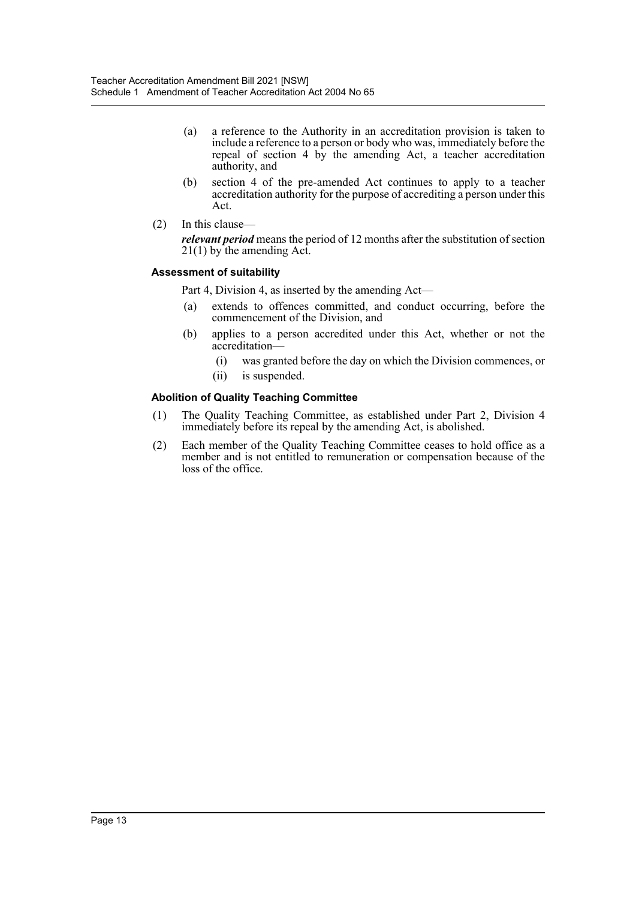(a) a reference to the Authority in an accreditation provision is taken to include a reference to a person or body who was, immediately before the repeal of section 4 by the amending Act, a teacher accreditation authority, and

(b) section 4 of the pre-amended Act continues to apply to a teacher accreditation authority for the purpose of accrediting a person under this Act.

(2) In this clause—

***relevant period*** means the period of 12 months after the substitution of section 21(1) by the amending Act.

#### Assessment of suitability

Part 4, Division 4, as inserted by the amending Act—

(a) extends to offences committed, and conduct occurring, before the commencement of the Division, and

(b) applies to a person accredited under this Act, whether or not the accreditation—

(i) was granted before the day on which the Division commences, or

(ii) is suspended.

#### Abolition of Quality Teaching Committee

(1) The Quality Teaching Committee, as established under Part 2, Division 4 immediately before its repeal by the amending Act, is abolished.

(2) Each member of the Quality Teaching Committee ceases to hold office as a member and is not entitled to remuneration or compensation because of the loss of the office.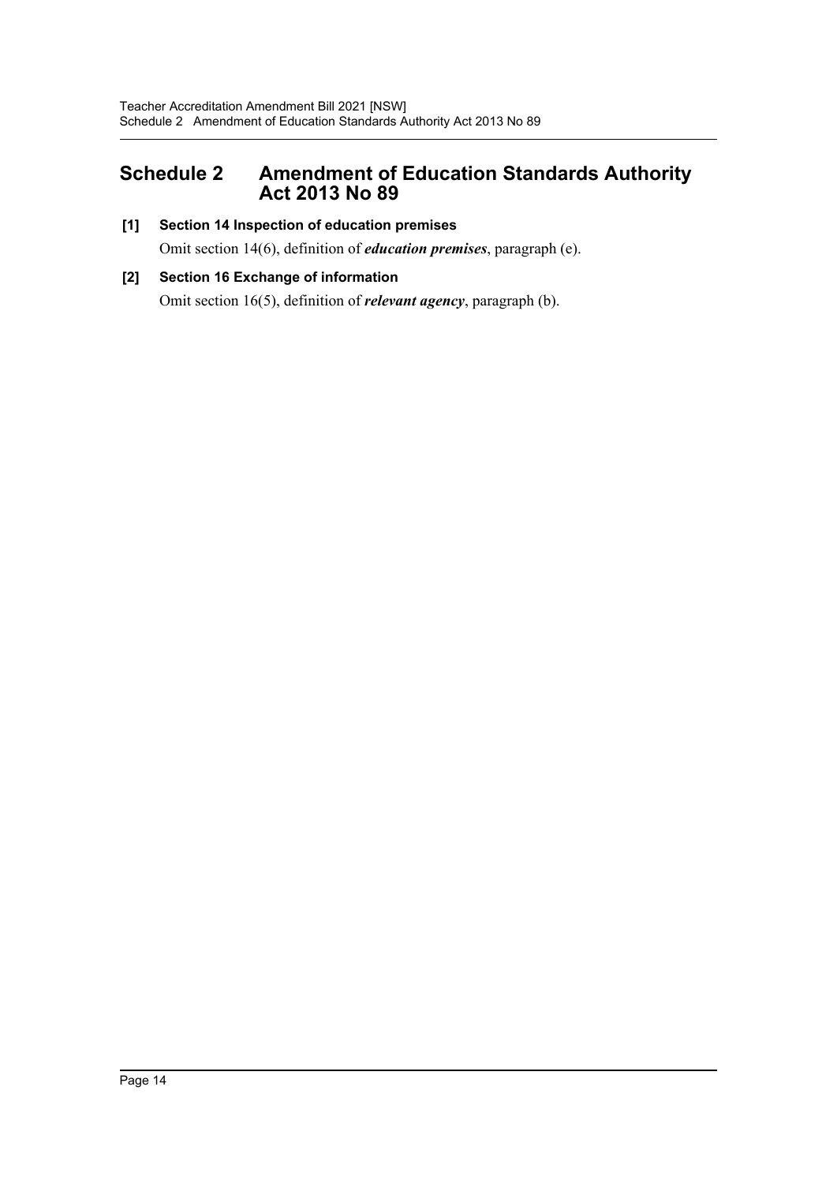# Schedule 2 Amendment of Education Standards Authority Act 2013 No 89

**[1] Section 14 Inspection of education premises**

Omit section 14(6), definition of ***education premises***, paragraph (e).

**[2] Section 16 Exchange of information**

Omit section 16(5), definition of ***relevant agency***, paragraph (b).